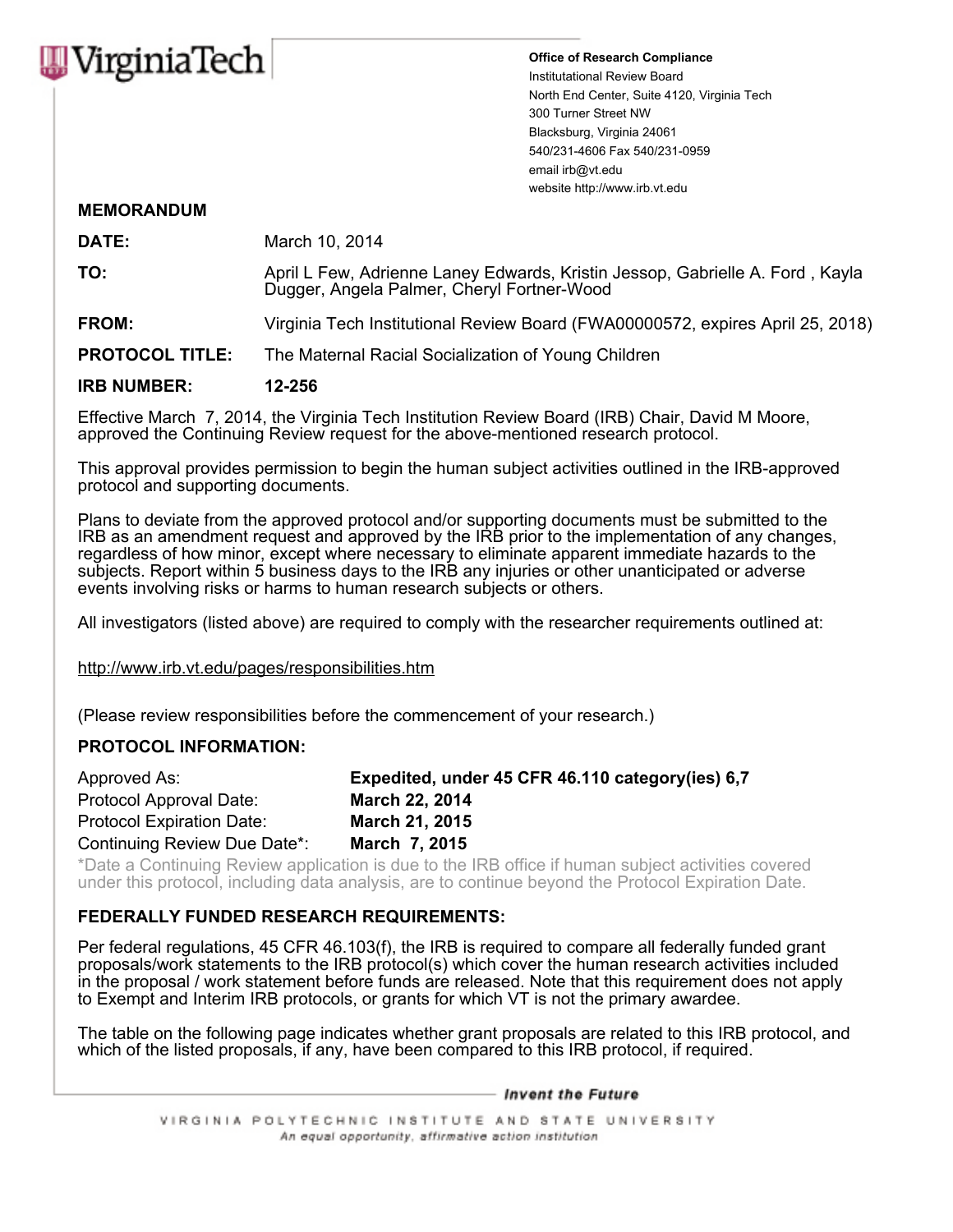VirginiaTech

**Office of Research Compliance**
Institutational Review Board
North End Center, Suite 4120, Virginia Tech
300 Turner Street NW
Blacksburg, Virginia 24061
540/231-4606 Fax 540/231-0959
email irb@vt.edu
website http://www.irb.vt.edu

**MEMORANDUM**

**DATE:** March 10, 2014

**TO:** April L Few, Adrienne Laney Edwards, Kristin Jessop, Gabrielle A. Ford , Kayla Dugger, Angela Palmer, Cheryl Fortner-Wood

**FROM:** Virginia Tech Institutional Review Board (FWA00000572, expires April 25, 2018)

**PROTOCOL TITLE:** The Maternal Racial Socialization of Young Children

**IRB NUMBER:** **12-256**

Effective March 7, 2014, the Virginia Tech Institution Review Board (IRB) Chair, David M Moore, approved the Continuing Review request for the above-mentioned research protocol.

This approval provides permission to begin the human subject activities outlined in the IRB-approved protocol and supporting documents.

Plans to deviate from the approved protocol and/or supporting documents must be submitted to the IRB as an amendment request and approved by the IRB prior to the implementation of any changes, regardless of how minor, except where necessary to eliminate apparent immediate hazards to the subjects. Report within 5 business days to the IRB any injuries or other unanticipated or adverse events involving risks or harms to human research subjects or others.

All investigators (listed above) are required to comply with the researcher requirements outlined at:

http://www.irb.vt.edu/pages/responsibilities.htm

(Please review responsibilities before the commencement of your research.)

**PROTOCOL INFORMATION:**

| | |
|---|---|
| Approved As: | **Expedited, under 45 CFR 46.110 category(ies) 6,7** |
| Protocol Approval Date: | **March 22, 2014** |
| Protocol Expiration Date: | **March 21, 2015** |
| Continuing Review Due Date*: | **March 7, 2015** |

*Date a Continuing Review application is due to the IRB office if human subject activities covered under this protocol, including data analysis, are to continue beyond the Protocol Expiration Date.

**FEDERALLY FUNDED RESEARCH REQUIREMENTS:**

Per federal regulations, 45 CFR 46.103(f), the IRB is required to compare all federally funded grant proposals/work statements to the IRB protocol(s) which cover the human research activities included in the proposal / work statement before funds are released. Note that this requirement does not apply to Exempt and Interim IRB protocols, or grants for which VT is not the primary awardee.

The table on the following page indicates whether grant proposals are related to this IRB protocol, and which of the listed proposals, if any, have been compared to this IRB protocol, if required.

*Invent the Future*

VIRGINIA POLYTECHNIC INSTITUTE AND STATE UNIVERSITY
*An equal opportunity, affirmative action institution*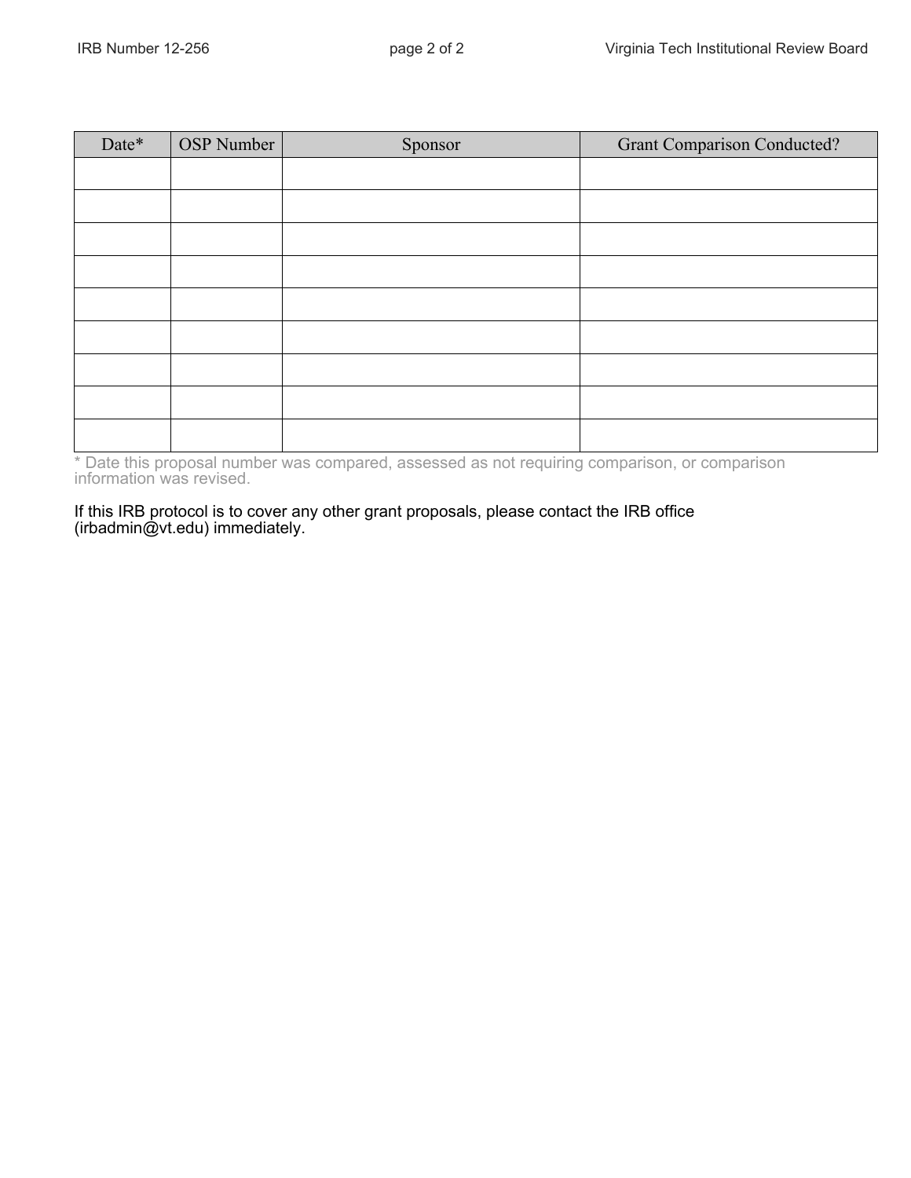| Date* | OSP Number | Sponsor | Grant Comparison Conducted? |
|---|---|---|---|
| | | | |
| | | | |
| | | | |
| | | | |
| | | | |
| | | | |
| | | | |
| | | | |
| | | | |

* Date this proposal number was compared, assessed as not requiring comparison, or comparison information was revised.

If this IRB protocol is to cover any other grant proposals, please contact the IRB office (irbadmin@vt.edu) immediately.